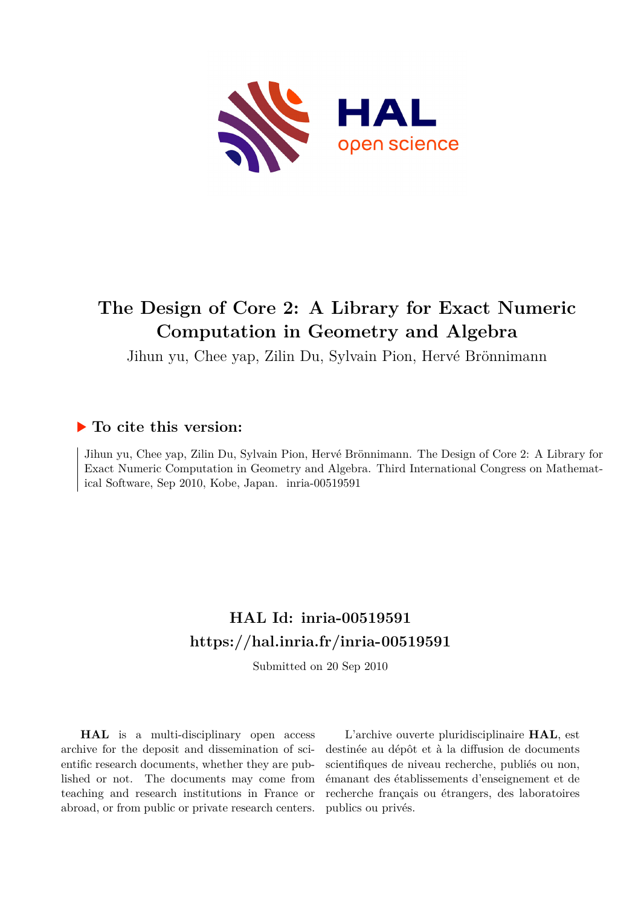# The Design of Core 2: A Library for Exact Numeric Computation in Geometry and Algebra

Jihun yu, Chee yap, Zilin Du, Sylvain Pion, Hervé Brönnimann

## ▶ To cite this version:

Jihun yu, Chee yap, Zilin Du, Sylvain Pion, Hervé Brönnimann. The Design of Core 2: A Library for Exact Numeric Computation in Geometry and Algebra. Third International Congress on Mathematical Software, Sep 2010, Kobe, Japan. inria-00519591

## HAL Id: inria-00519591
## https://hal.inria.fr/inria-00519591

Submitted on 20 Sep 2010

**HAL** is a multi-disciplinary open access archive for the deposit and dissemination of scientific research documents, whether they are published or not. The documents may come from teaching and research institutions in France or abroad, or from public or private research centers.

L'archive ouverte pluridisciplinaire **HAL**, est destinée au dépôt et à la diffusion de documents scientifiques de niveau recherche, publiés ou non, émanant des établissements d'enseignement et de recherche français ou étrangers, des laboratoires publics ou privés.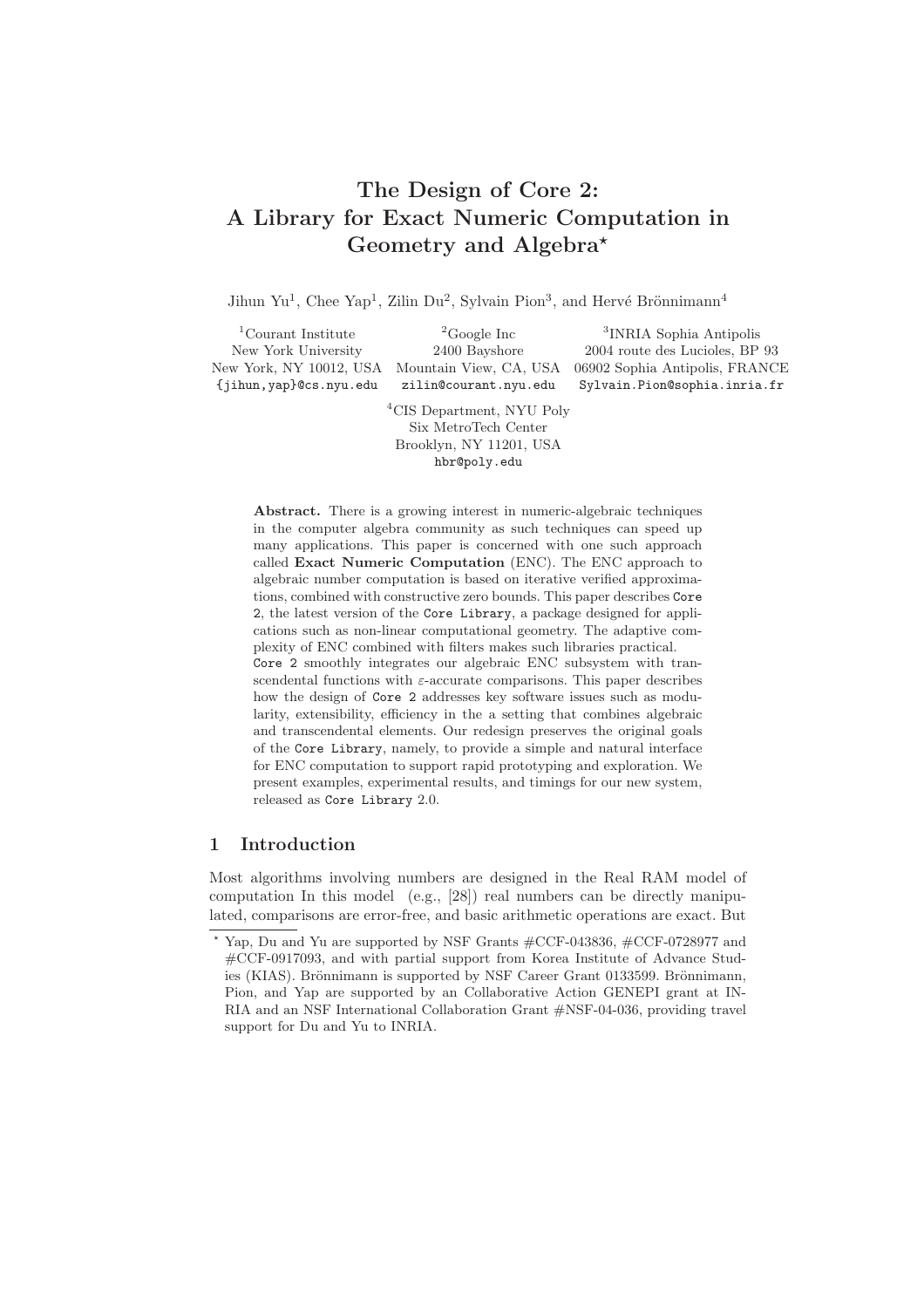# The Design of Core 2: A Library for Exact Numeric Computation in Geometry and Algebra*

Jihun Yu[1], Chee Yap[1], Zilin Du[2], Sylvain Pion[3], and Hervé Brönnimann[4]

[1]Courant Institute
New York University
New York, NY 10012, USA
`{jihun,yap}@cs.nyu.edu`

[2]Google Inc
2400 Bayshore
Mountain View, CA, USA
`zilin@courant.nyu.edu`

[3]INRIA Sophia Antipolis
2004 route des Lucioles, BP 93
06902 Sophia Antipolis, FRANCE
`Sylvain.Pion@sophia.inria.fr`

[4]CIS Department, NYU Poly
Six MetroTech Center
Brooklyn, NY 11201, USA
`hbr@poly.edu`

**Abstract.** There is a growing interest in numeric-algebraic techniques in the computer algebra community as such techniques can speed up many applications. This paper is concerned with one such approach called **Exact Numeric Computation** (ENC). The ENC approach to algebraic number computation is based on iterative verified approximations, combined with constructive zero bounds. This paper describes `Core 2`, the latest version of the `Core Library`, a package designed for applications such as non-linear computational geometry. The adaptive complexity of ENC combined with filters makes such libraries practical. `Core 2` smoothly integrates our algebraic ENC subsystem with transcendental functions with $\varepsilon$-accurate comparisons. This paper describes how the design of `Core 2` addresses key software issues such as modularity, extensibility, efficiency in the a setting that combines algebraic and transcendental elements. Our redesign preserves the original goals of the `Core Library`, namely, to provide a simple and natural interface for ENC computation to support rapid prototyping and exploration. We present examples, experimental results, and timings for our new system, released as `Core Library` 2.0.

## 1 Introduction

Most algorithms involving numbers are designed in the Real RAM model of computation In this model (e.g., [28]) real numbers can be directly manipulated, comparisons are error-free, and basic arithmetic operations are exact. But

---

* Yap, Du and Yu are supported by NSF Grants #CCF-043836, #CCF-0728977 and #CCF-0917093, and with partial support from Korea Institute of Advance Studies (KIAS). Brönnimann is supported by NSF Career Grant 0133599. Brönnimann, Pion, and Yap are supported by an Collaborative Action GENEPI grant at INRIA and an NSF International Collaboration Grant #NSF-04-036, providing travel support for Du and Yu to INRIA.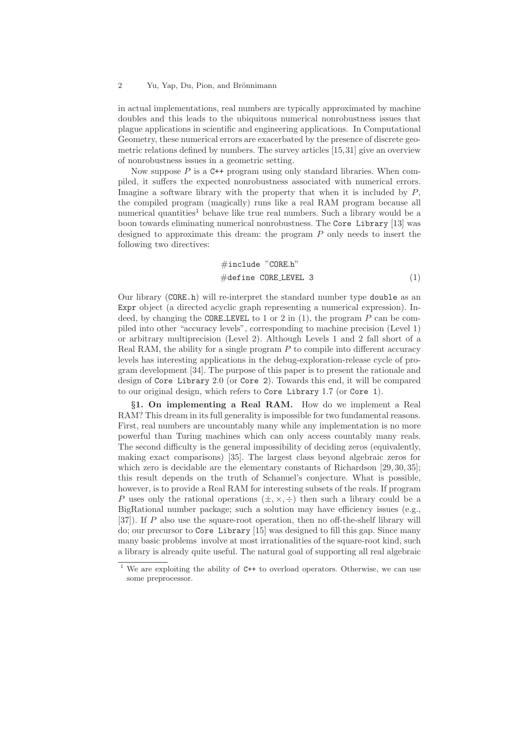in actual implementations, real numbers are typically approximated by machine doubles and this leads to the ubiquitous numerical nonrobustness issues that plague applications in scientific and engineering applications. In Computational Geometry, these numerical errors are exacerbated by the presence of discrete geometric relations defined by numbers. The survey articles [15,31] give an overview of nonrobustness issues in a geometric setting.

Now suppose $P$ is a `C++` program using only standard libraries. When compiled, it suffers the expected nonrobustness associated with numerical errors. Imagine a software library with the property that when it is included by $P$, the compiled program (magically) runs like a real RAM program because all numerical quantities[1] behave like true real numbers. Such a library would be a boon towards eliminating numerical nonrobustness. The `Core Library` [13] was designed to approximate this dream: the program $P$ only needs to insert the following two directives:

```
#include "CORE.h"
#define CORE_LEVEL 3
```
(1)

Our library (`CORE.h`) will re-interpret the standard number type `double` as an `Expr` object (a directed acyclic graph representing a numerical expression). Indeed, by changing the `CORE_LEVEL` to 1 or 2 in (1), the program $P$ can be compiled into other "accuracy levels", corresponding to machine precision (Level 1) or arbitrary multiprecision (Level 2). Although Levels 1 and 2 fall short of a Real RAM, the ability for a single program $P$ to compile into different accuracy levels has interesting applications in the debug-exploration-release cycle of program development [34]. The purpose of this paper is to present the rationale and design of `Core Library` 2.0 (or `Core 2`). Towards this end, it will be compared to our original design, which refers to `Core Library` 1.7 (or `Core 1`).

**§1. On implementing a Real RAM.** How do we implement a Real RAM? This dream in its full generality is impossible for two fundamental reasons. First, real numbers are uncountably many while any implementation is no more powerful than Turing machines which can only access countably many reals. The second difficulty is the general impossibility of deciding zeros (equivalently, making exact comparisons) [35]. The largest class beyond algebraic zeros for which zero is decidable are the elementary constants of Richardson [29, 30, 35]; this result depends on the truth of Schanuel's conjecture. What is possible, however, is to provide a Real RAM for interesting subsets of the reals. If program $P$ uses only the rational operations ($\pm, \times, \div$) then such a library could be a BigRational number package; such a solution may have efficiency issues (e.g., [37]). If $P$ also use the square-root operation, then no off-the-shelf library will do; our precursor to `Core Library` [15] was designed to fill this gap. Since many many basic problems involve at most irrationalities of the square-root kind, such a library is already quite useful. The natural goal of supporting all real algebraic

[1] We are exploiting the ability of `C++` to overload operators. Otherwise, we can use some preprocessor.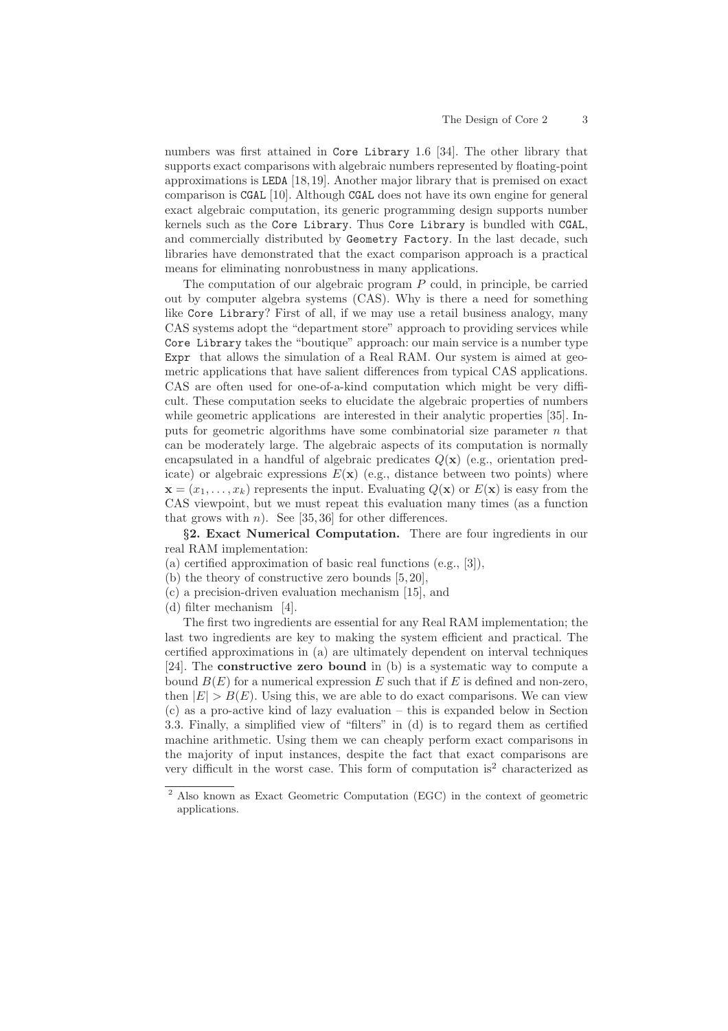numbers was first attained in `Core Library` 1.6 [34]. The other library that supports exact comparisons with algebraic numbers represented by floating-point approximations is `LEDA` [18,19]. Another major library that is premised on exact comparison is `CGAL` [10]. Although `CGAL` does not have its own engine for general exact algebraic computation, its generic programming design supports number kernels such as the `Core Library`. Thus `Core Library` is bundled with `CGAL`, and commercially distributed by `Geometry Factory`. In the last decade, such libraries have demonstrated that the exact comparison approach is a practical means for eliminating nonrobustness in many applications.

The computation of our algebraic program $P$ could, in principle, be carried out by computer algebra systems (CAS). Why is there a need for something like `Core Library`? First of all, if we may use a retail business analogy, many CAS systems adopt the "department store" approach to providing services while `Core Library` takes the "boutique" approach: our main service is a number type `Expr` that allows the simulation of a Real RAM. Our system is aimed at geometric applications that have salient differences from typical CAS applications. CAS are often used for one-of-a-kind computation which might be very difficult. These computation seeks to elucidate the algebraic properties of numbers while geometric applications are interested in their analytic properties [35]. Inputs for geometric algorithms have some combinatorial size parameter $n$ that can be moderately large. The algebraic aspects of its computation is normally encapsulated in a handful of algebraic predicates $Q(\mathbf{x})$ (e.g., orientation predicate) or algebraic expressions $E(\mathbf{x})$ (e.g., distance between two points) where $\mathbf{x} = (x_1, \ldots, x_k)$ represents the input. Evaluating $Q(\mathbf{x})$ or $E(\mathbf{x})$ is easy from the CAS viewpoint, but we must repeat this evaluation many times (as a function that grows with $n$). See [35,36] for other differences.

**§2. Exact Numerical Computation.** There are four ingredients in our real RAM implementation:

(a) certified approximation of basic real functions (e.g., [3]),
(b) the theory of constructive zero bounds [5,20],
(c) a precision-driven evaluation mechanism [15], and
(d) filter mechanism [4].

The first two ingredients are essential for any Real RAM implementation; the last two ingredients are key to making the system efficient and practical. The certified approximations in (a) are ultimately dependent on interval techniques [24]. The **constructive zero bound** in (b) is a systematic way to compute a bound $B(E)$ for a numerical expression $E$ such that if $E$ is defined and non-zero, then $|E| > B(E)$. Using this, we are able to do exact comparisons. We can view (c) as a pro-active kind of lazy evaluation – this is expanded below in Section 3.3. Finally, a simplified view of "filters" in (d) is to regard them as certified machine arithmetic. Using them we can cheaply perform exact comparisons in the majority of input instances, despite the fact that exact comparisons are very difficult in the worst case. This form of computation is[2] characterized as

[2] Also known as Exact Geometric Computation (EGC) in the context of geometric applications.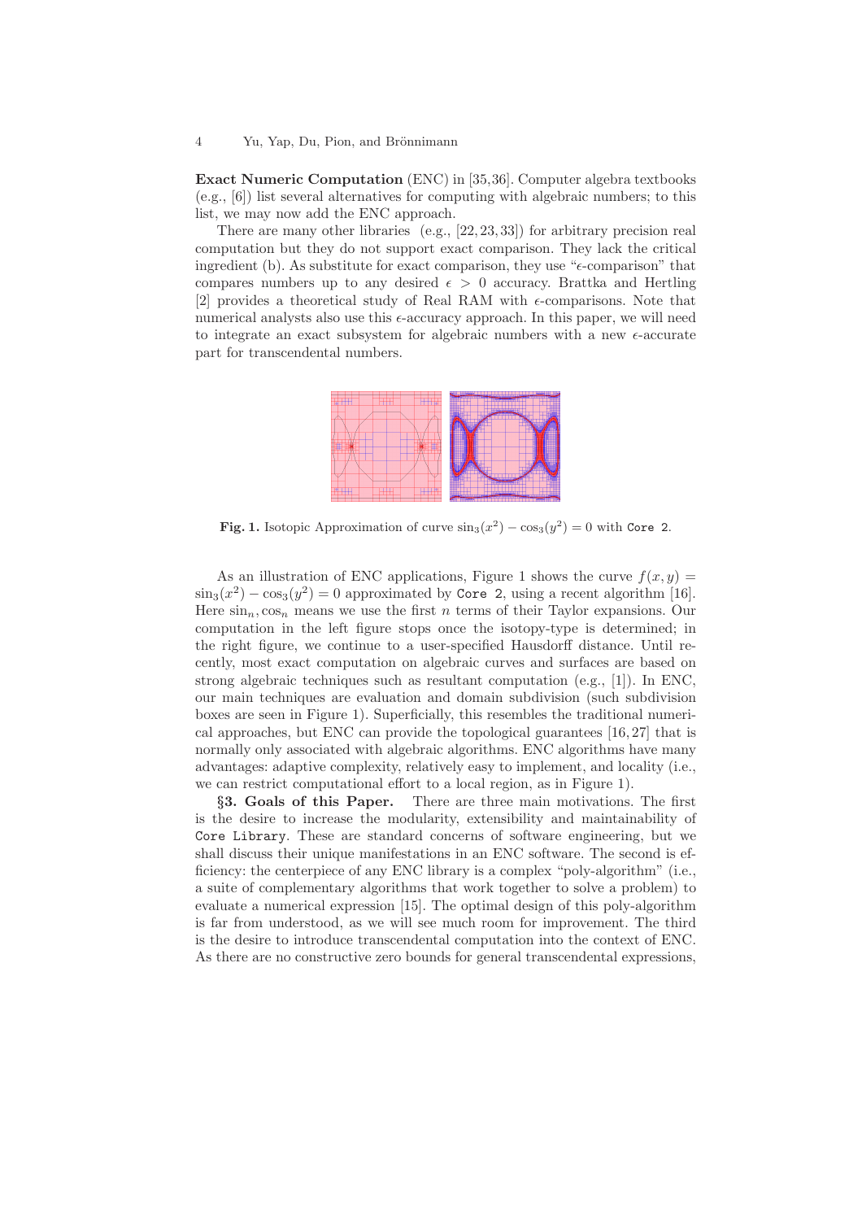**Exact Numeric Computation** (ENC) in [35,36]. Computer algebra textbooks (e.g., [6]) list several alternatives for computing with algebraic numbers; to this list, we may now add the ENC approach.

There are many other libraries (e.g., [22,23,33]) for arbitrary precision real computation but they do not support exact comparison. They lack the critical ingredient (b). As substitute for exact comparison, they use "$\epsilon$-comparison" that compares numbers up to any desired $\epsilon > 0$ accuracy. Brattka and Hertling [2] provides a theoretical study of Real RAM with $\epsilon$-comparisons. Note that numerical analysts also use this $\epsilon$-accuracy approach. In this paper, we will need to integrate an exact subsystem for algebraic numbers with a new $\epsilon$-accurate part for transcendental numbers.

**Fig. 1.** Isotopic Approximation of curve $\sin_3(x^2) - \cos_3(y^2) = 0$ with `Core 2`.

As an illustration of ENC applications, Figure 1 shows the curve $f(x, y) = \sin_3(x^2) - \cos_3(y^2) = 0$ approximated by `Core 2`, using a recent algorithm [16]. Here $\sin_n, \cos_n$ means we use the first $n$ terms of their Taylor expansions. Our computation in the left figure stops once the isotopy-type is determined; in the right figure, we continue to a user-specified Hausdorff distance. Until recently, most exact computation on algebraic curves and surfaces are based on strong algebraic techniques such as resultant computation (e.g., [1]). In ENC, our main techniques are evaluation and domain subdivision (such subdivision boxes are seen in Figure 1). Superficially, this resembles the traditional numerical approaches, but ENC can provide the topological guarantees [16,27] that is normally only associated with algebraic algorithms. ENC algorithms have many advantages: adaptive complexity, relatively easy to implement, and locality (i.e., we can restrict computational effort to a local region, as in Figure 1).

**§3. Goals of this Paper.** There are three main motivations. The first is the desire to increase the modularity, extensibility and maintainability of `Core Library`. These are standard concerns of software engineering, but we shall discuss their unique manifestations in an ENC software. The second is efficiency: the centerpiece of any ENC library is a complex "poly-algorithm" (i.e., a suite of complementary algorithms that work together to solve a problem) to evaluate a numerical expression [15]. The optimal design of this poly-algorithm is far from understood, as we will see much room for improvement. The third is the desire to introduce transcendental computation into the context of ENC. As there are no constructive zero bounds for general transcendental expressions,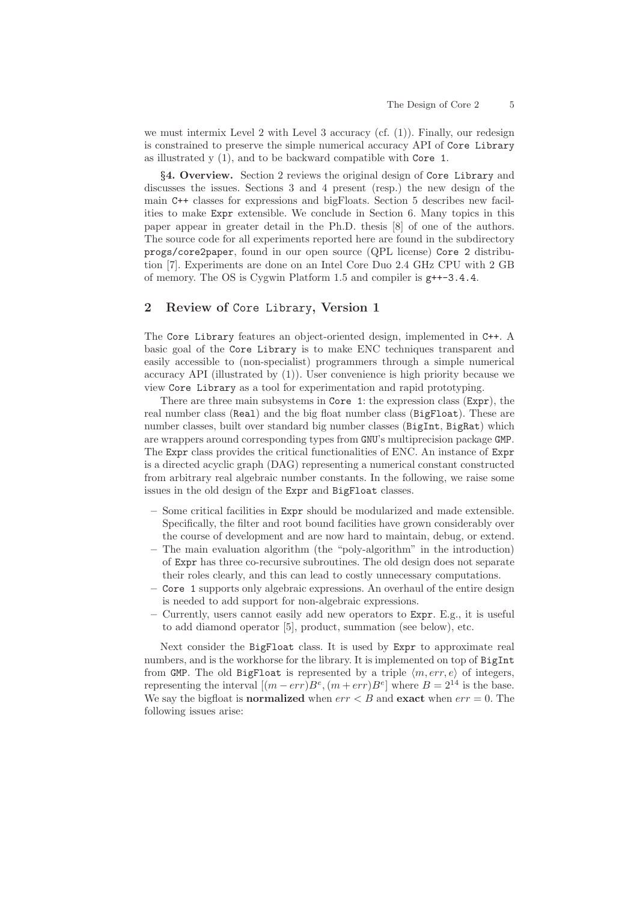we must intermix Level 2 with Level 3 accuracy (cf. (1)). Finally, our redesign is constrained to preserve the simple numerical accuracy API of `Core Library` as illustrated y (1), and to be backward compatible with `Core 1`.

**§4. Overview.** Section 2 reviews the original design of `Core Library` and discusses the issues. Sections 3 and 4 present (resp.) the new design of the main `C++` classes for expressions and bigFloats. Section 5 describes new facilities to make `Expr` extensible. We conclude in Section 6. Many topics in this paper appear in greater detail in the Ph.D. thesis [8] of one of the authors. The source code for all experiments reported here are found in the subdirectory `progs/core2paper`, found in our open source (QPL license) `Core 2` distribution [7]. Experiments are done on an Intel Core Duo 2.4 GHz CPU with 2 GB of memory. The OS is Cygwin Platform 1.5 and compiler is `g++-3.4.4`.

## 2 Review of `Core Library`, Version 1

The `Core Library` features an object-oriented design, implemented in `C++`. A basic goal of the `Core Library` is to make ENC techniques transparent and easily accessible to (non-specialist) programmers through a simple numerical accuracy API (illustrated by (1)). User convenience is high priority because we view `Core Library` as a tool for experimentation and rapid prototyping.

There are three main subsystems in `Core 1`: the expression class (`Expr`), the real number class (`Real`) and the big float number class (`BigFloat`). These are number classes, built over standard big number classes (`BigInt`, `BigRat`) which are wrappers around corresponding types from `GNU`'s multiprecision package `GMP`. The `Expr` class provides the critical functionalities of ENC. An instance of `Expr` is a directed acyclic graph (DAG) representing a numerical constant constructed from arbitrary real algebraic number constants. In the following, we raise some issues in the old design of the `Expr` and `BigFloat` classes.

- Some critical facilities in `Expr` should be modularized and made extensible. Specifically, the filter and root bound facilities have grown considerably over the course of development and are now hard to maintain, debug, or extend.
- The main evaluation algorithm (the "poly-algorithm" in the introduction) of `Expr` has three co-recursive subroutines. The old design does not separate their roles clearly, and this can lead to costly unnecessary computations.
- `Core 1` supports only algebraic expressions. An overhaul of the entire design is needed to add support for non-algebraic expressions.
- Currently, users cannot easily add new operators to `Expr`. E.g., it is useful to add diamond operator [5], product, summation (see below), etc.

Next consider the `BigFloat` class. It is used by `Expr` to approximate real numbers, and is the workhorse for the library. It is implemented on top of `BigInt` from `GMP`. The old `BigFloat` is represented by a triple $\langle m, err, e\rangle$ of integers, representing the interval $[(m - err)B^e, (m + err)B^e]$ where $B = 2^{14}$ is the base. We say the bigfloat is **normalized** when $err < B$ and **exact** when $err = 0$. The following issues arise: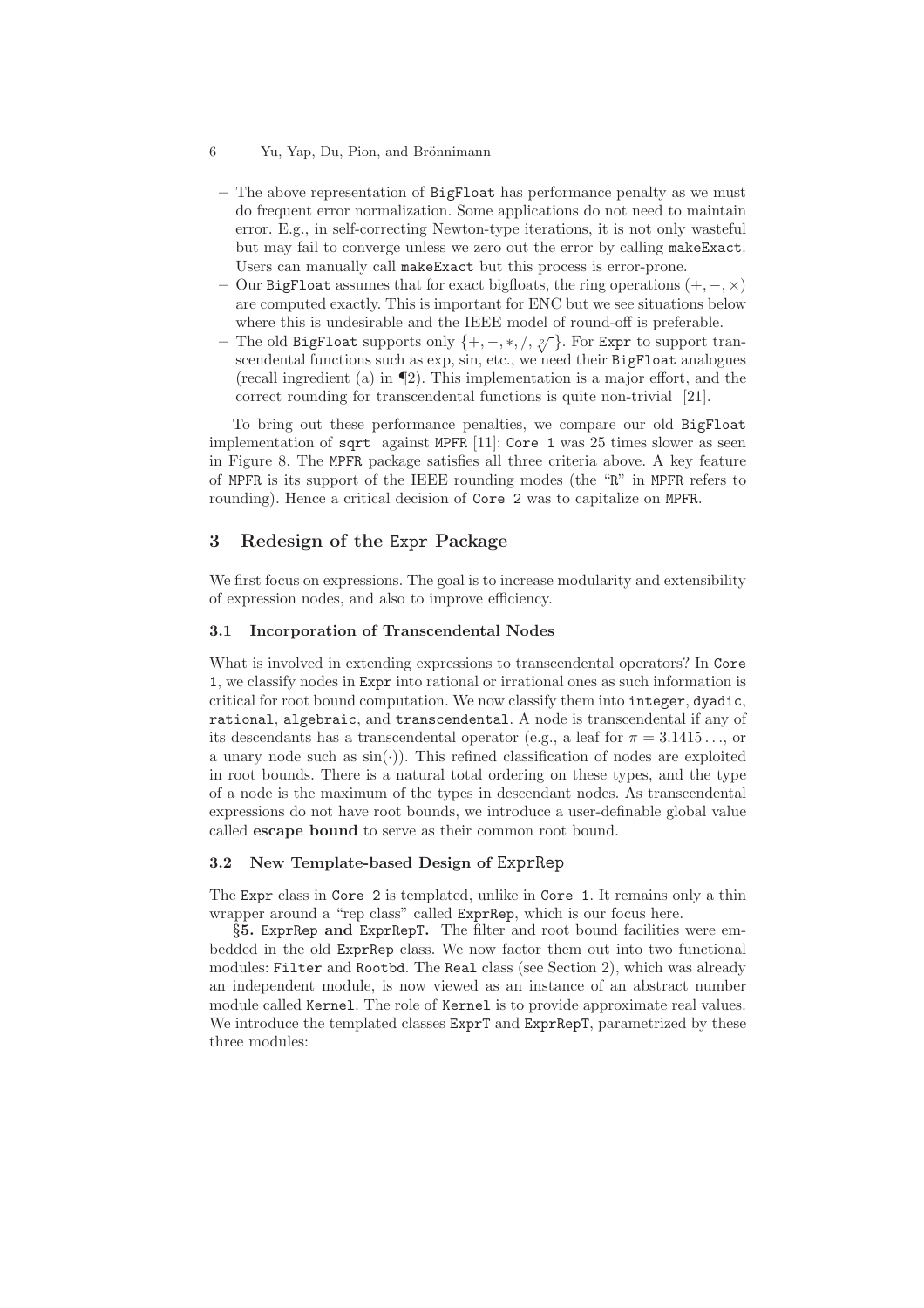- The above representation of BigFloat has performance penalty as we must do frequent error normalization. Some applications do not need to maintain error. E.g., in self-correcting Newton-type iterations, it is not only wasteful but may fail to converge unless we zero out the error by calling makeExact. Users can manually call makeExact but this process is error-prone.
- Our BigFloat assumes that for exact bigfloats, the ring operations $(+, -, \times)$ are computed exactly. This is important for ENC but we see situations below where this is undesirable and the IEEE model of round-off is preferable.
- The old BigFloat supports only $\{+, -, *, /, \sqrt[2]{}\}$. For Expr to support transcendental functions such as exp, sin, etc., we need their BigFloat analogues (recall ingredient (a) in ¶2). This implementation is a major effort, and the correct rounding for transcendental functions is quite non-trivial [21].

To bring out these performance penalties, we compare our old BigFloat implementation of sqrt against MPFR [11]: Core 1 was 25 times slower as seen in Figure 8. The MPFR package satisfies all three criteria above. A key feature of MPFR is its support of the IEEE rounding modes (the "R" in MPFR refers to rounding). Hence a critical decision of Core 2 was to capitalize on MPFR.

## 3 Redesign of the Expr Package

We first focus on expressions. The goal is to increase modularity and extensibility of expression nodes, and also to improve efficiency.

### 3.1 Incorporation of Transcendental Nodes

What is involved in extending expressions to transcendental operators? In Core 1, we classify nodes in Expr into rational or irrational ones as such information is critical for root bound computation. We now classify them into integer, dyadic, rational, algebraic, and transcendental. A node is transcendental if any of its descendants has a transcendental operator (e.g., a leaf for $\pi = 3.1415\ldots$, or a unary node such as $\sin(\cdot)$). This refined classification of nodes are exploited in root bounds. There is a natural total ordering on these types, and the type of a node is the maximum of the types in descendant nodes. As transcendental expressions do not have root bounds, we introduce a user-definable global value called **escape bound** to serve as their common root bound.

### 3.2 New Template-based Design of ExprRep

The Expr class in Core 2 is templated, unlike in Core 1. It remains only a thin wrapper around a "rep class" called ExprRep, which is our focus here.

**§5. ExprRep and ExprRepT.** The filter and root bound facilities were embedded in the old ExprRep class. We now factor them out into two functional modules: Filter and Rootbd. The Real class (see Section 2), which was already an independent module, is now viewed as an instance of an abstract number module called Kernel. The role of Kernel is to provide approximate real values. We introduce the templated classes ExprT and ExprRepT, parametrized by these three modules: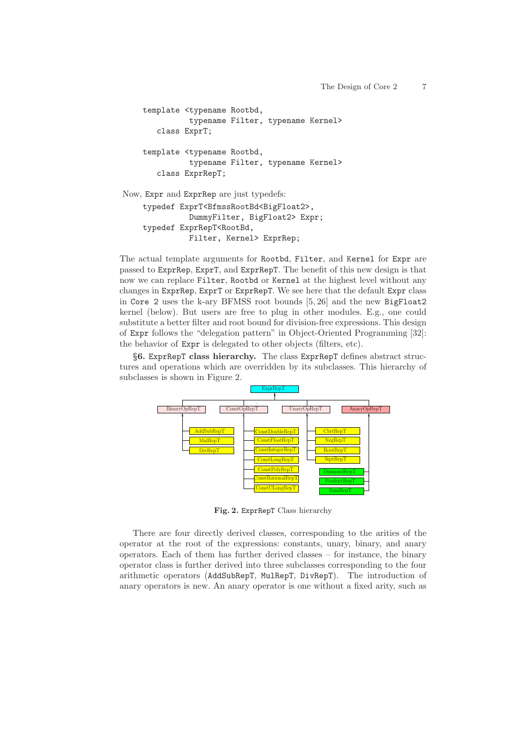```
template <typename Rootbd,
          typename Filter, typename Kernel>
   class ExprT;

template <typename Rootbd,
          typename Filter, typename Kernel>
   class ExprRepT;
```

Now, Expr and ExprRep are just typedefs:

```
typedef ExprT<BfmssRootBd<BigFloat2>,
          DummyFilter, BigFloat2> Expr;
typedef ExprRepT<RootBd,
          Filter, Kernel> ExprRep;
```

The actual template arguments for `Rootbd`, `Filter`, and `Kernel` for `Expr` are passed to `ExprRep`, `ExprT`, and `ExprRepT`. The benefit of this new design is that now we can replace `Filter`, `Rootbd` or `Kernel` at the highest level without any changes in `ExprRep`, `ExprT` or `ExprRepT`. We see here that the default `Expr` class in `Core 2` uses the k-ary BFMSS root bounds [5, 26] and the new `BigFloat2` kernel (below). But users are free to plug in other modules. E.g., one could substitute a better filter and root bound for division-free expressions. This design of `Expr` follows the "delegation pattern" in Object-Oriented Programming [32]: the behavior of `Expr` is delegated to other objects (filters, etc).

**§6. `ExprRepT` class hierarchy.** The class `ExprRepT` defines abstract structures and operations which are overridden by its subclasses. This hierarchy of subclasses is shown in Figure 2.

**Fig. 2.** `ExprRepT` Class hierarchy

There are four directly derived classes, corresponding to the arities of the operator at the root of the expressions: constants, unary, binary, and anary operators. Each of them has further derived classes – for instance, the binary operator class is further derived into three subclasses corresponding to the four arithmetic operators (`AddSubRepT`, `MulRepT`, `DivRepT`). The introduction of anary operators is new. An anary operator is one without a fixed arity, such as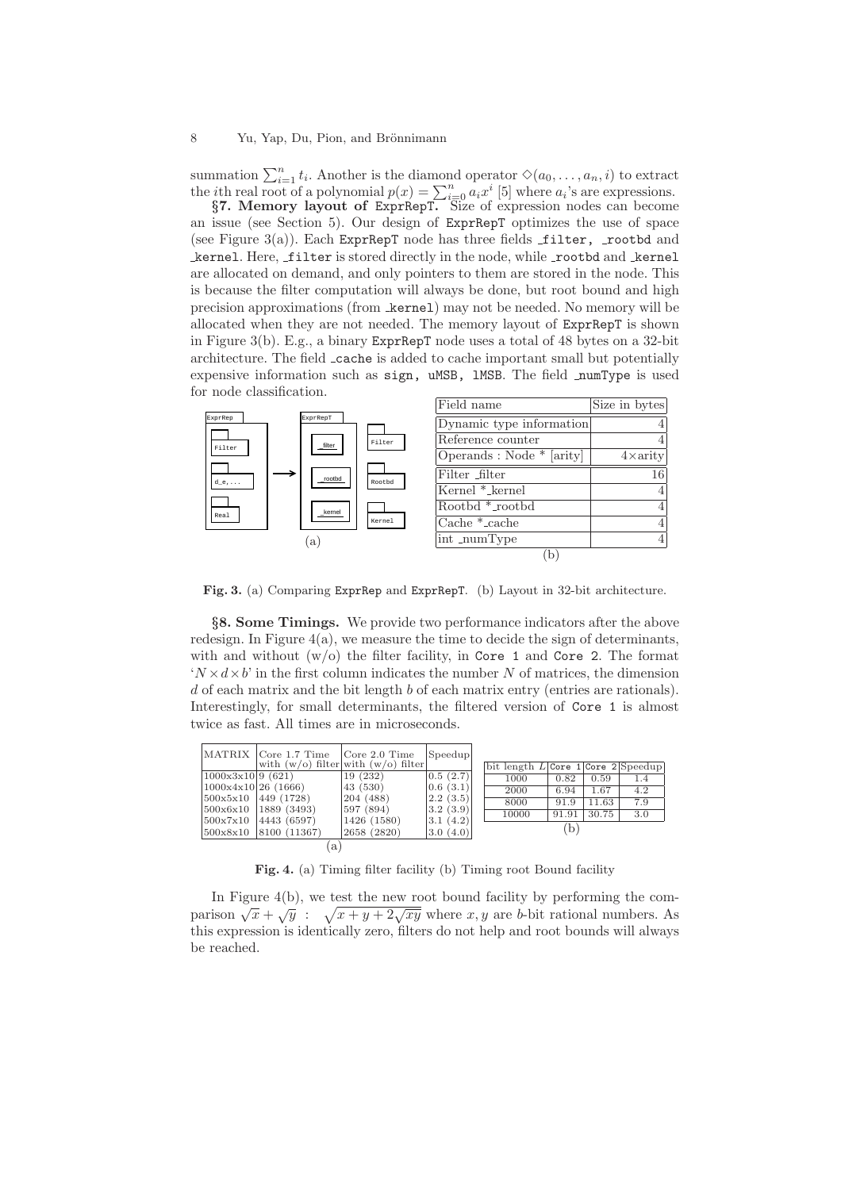summation $\sum_{i=1}^{n} t_i$. Another is the diamond operator $\diamond(a_0, \ldots, a_n, i)$ to extract the $i$th real root of a polynomial $p(x) = \sum_{i=0}^{n} a_i x^i$ [5] where $a_i$'s are expressions.

**§7. Memory layout of ExprRepT.** Size of expression nodes can become an issue (see Section 5). Our design of ExprRepT optimizes the use of space (see Figure 3(a)). Each ExprRepT node has three fields _filter, _rootbd and _kernel. Here, _filter is stored directly in the node, while _rootbd and _kernel are allocated on demand, and only pointers to them are stored in the node. This is because the filter computation will always be done, but root bound and high precision approximations (from _kernel) may not be needed. No memory will be allocated when they are not needed. The memory layout of ExprRepT is shown in Figure 3(b). E.g., a binary ExprRepT node uses a total of 48 bytes on a 32-bit architecture. The field _cache is added to cache important small but potentially expensive information such as sign, uMSB, lMSB. The field _numType is used for node classification.

| Field name | Size in bytes |
|---|---|
| Dynamic type information | 4 |
| Reference counter | 4 |
| Operands : Node * [arity] | 4×arity |
| Filter _filter | 16 |
| Kernel *_kernel | 4 |
| Rootbd *_rootbd | 4 |
| Cache *_cache | 4 |
| int _numType | 4 |

(b)

**Fig. 3.** (a) Comparing ExprRep and ExprRepT. (b) Layout in 32-bit architecture.

**§8. Some Timings.** We provide two performance indicators after the above redesign. In Figure 4(a), we measure the time to decide the sign of determinants, with and without (w/o) the filter facility, in Core 1 and Core 2. The format '$N \times d \times b$' in the first column indicates the number $N$ of matrices, the dimension $d$ of each matrix and the bit length $b$ of each matrix entry (entries are rationals). Interestingly, for small determinants, the filtered version of Core 1 is almost twice as fast. All times are in microseconds.

| MATRIX | Core 1.7 Time with (w/o) filter | Core 2.0 Time with (w/o) filter | Speedup |
|---|---|---|---|
| 1000x3x10 | 9 (621) | 19 (232) | 0.5 (2.7) |
| 1000x4x10 | 26 (1666) | 43 (530) | 0.6 (3.1) |
| 500x5x10 | 449 (1728) | 204 (488) | 2.2 (3.5) |
| 500x6x10 | 1889 (3493) | 597 (894) | 3.2 (3.9) |
| 500x7x10 | 4443 (6597) | 1426 (1580) | 3.1 (4.2) |
| 500x8x10 | 8100 (11367) | 2658 (2820) | 3.0 (4.0) |

(a)

| bit length $L$ | Core 1 | Core 2 | Speedup |
|---|---|---|---|
| 1000 | 0.82 | 0.59 | 1.4 |
| 2000 | 6.94 | 1.67 | 4.2 |
| 8000 | 91.9 | 11.63 | 7.9 |
| 10000 | 91.91 | 30.75 | 3.0 |

(b)

**Fig. 4.** (a) Timing filter facility (b) Timing root Bound facility

In Figure 4(b), we test the new root bound facility by performing the comparison $\sqrt{x} + \sqrt{y} \ : \ \sqrt{x + y + 2\sqrt{xy}}$ where $x, y$ are $b$-bit rational numbers. As this expression is identically zero, filters do not help and root bounds will always be reached.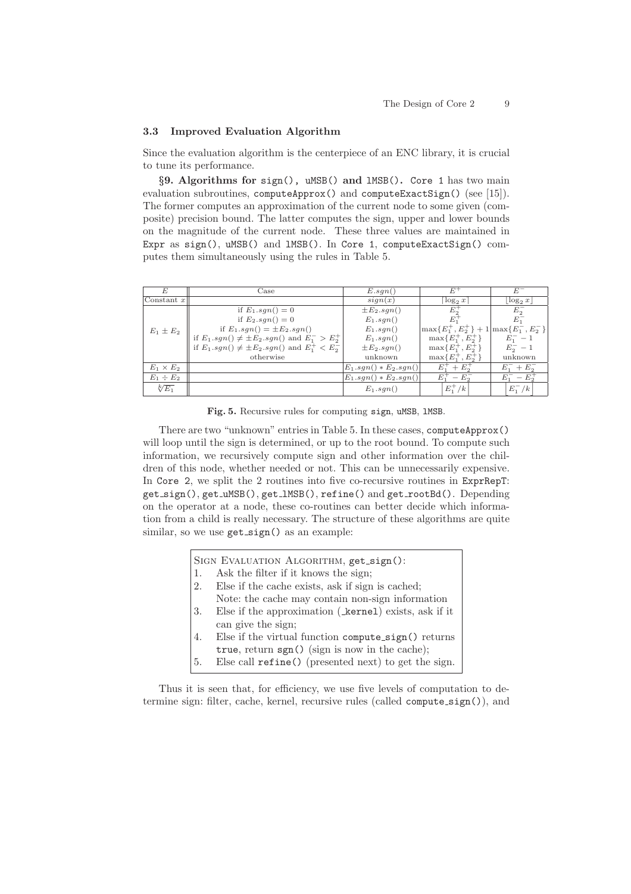### 3.3 Improved Evaluation Algorithm

Since the evaluation algorithm is the centerpiece of an ENC library, it is crucial to tune its performance.

**§9. Algorithms for `sign()`, `uMSB()` and `lMSB()`.** `Core 1` has two main evaluation subroutines, `computeApprox()` and `computeExactSign()` (see [15]). The former computes an approximation of the current node to some given (composite) precision bound. The latter computes the sign, upper and lower bounds on the magnitude of the current node. These three values are maintained in `Expr` as `sign()`, `uMSB()` and `lMSB()`. In `Core 1`, `computeExactSign()` computes them simultaneously using the rules in Table 5.

| $E$ | Case | $E.sgn()$ | $E^+$ | $E^-$ |
|---|---|---|---|---|
| Constant $x$ | | $sign(x)$ | $\lceil \log_2 x \rceil$ | $\lfloor \log_2 x \rfloor$ |
| $E_1 \pm E_2$ | if $E_1.sgn() = 0$ | $\pm E_2.sgn()$ | $E_2^+$ | $E_2^-$ |
| | if $E_2.sgn() = 0$ | $E_1.sgn()$ | $E_1^+$ | $E_1^-$ |
| | if $E_1.sgn() = \pm E_2.sgn()$ | $E_1.sgn()$ | $\max\{E_1^+, E_2^+\} + 1$ | $\max\{E_1^-, E_2^-\}$ |
| | if $E_1.sgn() \neq \pm E_2.sgn()$ and $E_1^- > E_2^+$ | $E_1.sgn()$ | $\max\{E_1^+, E_2^+\}$ | $E_1^- - 1$ |
| | if $E_1.sgn() \neq \pm E_2.sgn()$ and $E_1^+ < E_2^-$ | $\pm E_2.sgn()$ | $\max\{E_1^+, E_2^+\}$ | $E_2^- - 1$ |
| | otherwise | unknown | $\max\{E_1^+, E_2^+\}$ | unknown |
| $E_1 \times E_2$ | | $E_1.sgn() * E_2.sgn()$ | $E_1^+ + E_2^+$ | $E_1^- + E_2^-$ |
| $E_1 \div E_2$ | | $E_1.sgn() * E_2.sgn()$ | $E_1^+ - E_2^-$ | $E_1^- - E_2^+$ |
| $\sqrt[k]{E_1}$ | | $E_1.sgn()$ | $\lceil E_1^+/k \rceil$ | $\lfloor E_1^-/k \rfloor$ |

**Fig. 5.** Recursive rules for computing `sign`, `uMSB`, `lMSB`.

There are two "unknown" entries in Table 5. In these cases, `computeApprox()` will loop until the sign is determined, or up to the root bound. To compute such information, we recursively compute sign and other information over the children of this node, whether needed or not. This can be unnecessarily expensive. In `Core 2`, we split the 2 routines into five co-recursive routines in `ExprRepT`: `get_sign()`, `get_uMSB()`, `get_lMSB()`, `refine()` and `get_rootBd()`. Depending on the operator at a node, these co-routines can better decide which information from a child is really necessary. The structure of these algorithms are quite similar, so we use `get_sign()` as an example:

> SIGN EVALUATION ALGORITHM, `get_sign()`:
> 1. Ask the filter if it knows the sign;
> 2. Else if the cache exists, ask if sign is cached;
>    Note: the cache may contain non-sign information
> 3. Else if the approximation (`_kernel`) exists, ask if it can give the sign;
> 4. Else if the virtual function `compute_sign()` returns `true`, return `sgn()` (sign is now in the cache);
> 5. Else call `refine()` (presented next) to get the sign.

Thus it is seen that, for efficiency, we use five levels of computation to determine sign: filter, cache, kernel, recursive rules (called `compute_sign()`), and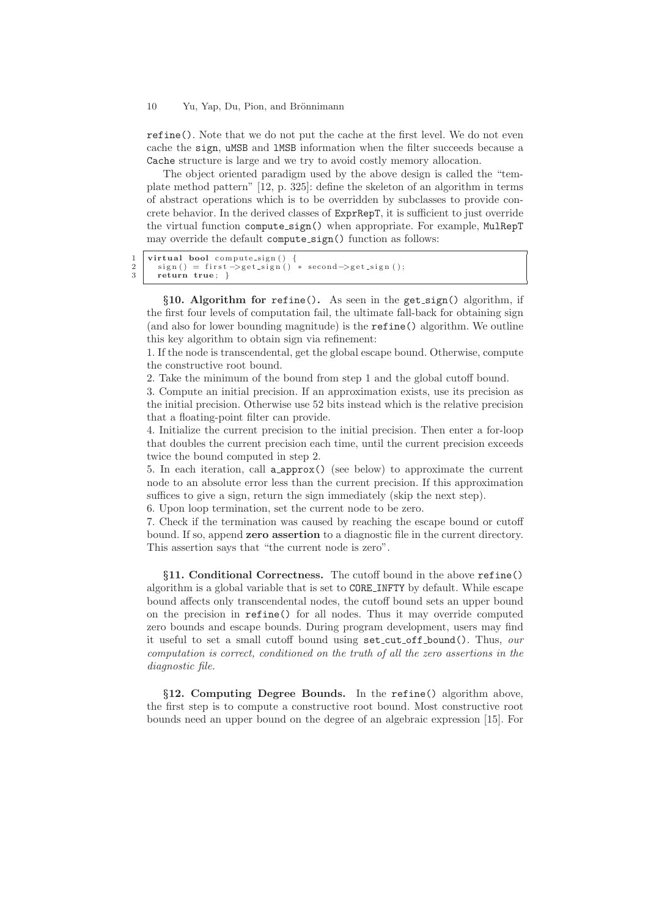refine(). Note that we do not put the cache at the first level. We do not even cache the sign, uMSB and lMSB information when the filter succeeds because a Cache structure is large and we try to avoid costly memory allocation.

The object oriented paradigm used by the above design is called the "template method pattern" [12, p. 325]: define the skeleton of an algorithm in terms of abstract operations which is to be overridden by subclasses to provide concrete behavior. In the derived classes of ExprRepT, it is sufficient to just override the virtual function compute_sign() when appropriate. For example, MulRepT may override the default compute_sign() function as follows:

```
1  virtual bool compute_sign() {
2    sign() = first->get_sign() * second->get_sign();
3    return true; }
```

**§10. Algorithm for refine().** As seen in the get_sign() algorithm, if the first four levels of computation fail, the ultimate fall-back for obtaining sign (and also for lower bounding magnitude) is the refine() algorithm. We outline this key algorithm to obtain sign via refinement:

1. If the node is transcendental, get the global escape bound. Otherwise, compute the constructive root bound.
2. Take the minimum of the bound from step 1 and the global cutoff bound.
3. Compute an initial precision. If an approximation exists, use its precision as the initial precision. Otherwise use 52 bits instead which is the relative precision that a floating-point filter can provide.
4. Initialize the current precision to the initial precision. Then enter a for-loop that doubles the current precision each time, until the current precision exceeds twice the bound computed in step 2.
5. In each iteration, call a_approx() (see below) to approximate the current node to an absolute error less than the current precision. If this approximation suffices to give a sign, return the sign immediately (skip the next step).
6. Upon loop termination, set the current node to be zero.
7. Check if the termination was caused by reaching the escape bound or cutoff bound. If so, append **zero assertion** to a diagnostic file in the current directory. This assertion says that "the current node is zero".

**§11. Conditional Correctness.** The cutoff bound in the above refine() algorithm is a global variable that is set to CORE_INFTY by default. While escape bound affects only transcendental nodes, the cutoff bound sets an upper bound on the precision in refine() for all nodes. Thus it may override computed zero bounds and escape bounds. During program development, users may find it useful to set a small cutoff bound using set_cut_off_bound(). Thus, *our computation is correct, conditioned on the truth of all the zero assertions in the diagnostic file.*

**§12. Computing Degree Bounds.** In the refine() algorithm above, the first step is to compute a constructive root bound. Most constructive root bounds need an upper bound on the degree of an algebraic expression [15]. For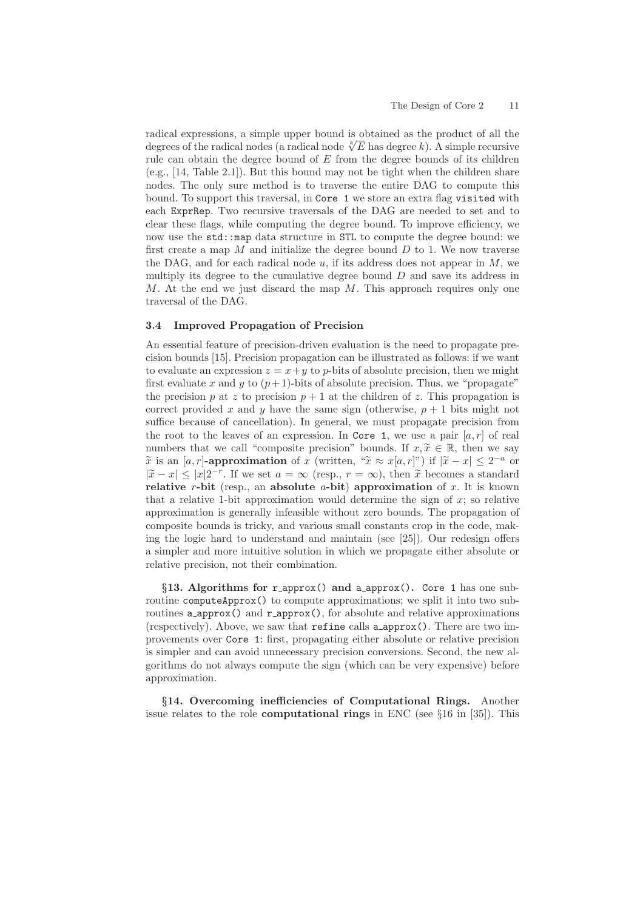radical expressions, a simple upper bound is obtained as the product of all the degrees of the radical nodes (a radical node $\sqrt[k]{E}$ has degree $k$). A simple recursive rule can obtain the degree bound of $E$ from the degree bounds of its children (e.g., [14, Table 2.1]). But this bound may not be tight when the children share nodes. The only sure method is to traverse the entire DAG to compute this bound. To support this traversal, in `Core 1` we store an extra flag `visited` with each `ExprRep`. Two recursive traversals of the DAG are needed to set and to clear these flags, while computing the degree bound. To improve efficiency, we now use the `std::map` data structure in `STL` to compute the degree bound: we first create a map $M$ and initialize the degree bound $D$ to 1. We now traverse the DAG, and for each radical node $u$, if its address does not appear in $M$, we multiply its degree to the cumulative degree bound $D$ and save its address in $M$. At the end we just discard the map $M$. This approach requires only one traversal of the DAG.

### 3.4 Improved Propagation of Precision

An essential feature of precision-driven evaluation is the need to propagate precision bounds [15]. Precision propagation can be illustrated as follows: if we want to evaluate an expression $z = x+y$ to $p$-bits of absolute precision, then we might first evaluate $x$ and $y$ to $(p+1)$-bits of absolute precision. Thus, we "propagate" the precision $p$ at $z$ to precision $p+1$ at the children of $z$. This propagation is correct provided $x$ and $y$ have the same sign (otherwise, $p+1$ bits might not suffice because of cancellation). In general, we must propagate precision from the root to the leaves of an expression. In `Core 1`, we use a pair $[a, r]$ of real numbers that we call "composite precision" bounds. If $x, \widetilde{x} \in \mathbb{R}$, then we say $\widetilde{x}$ is an $[a, r]$**-approximation** of $x$ (written, "$\widetilde{x} \approx x[a, r]$") if $|\widetilde{x} - x| \le 2^{-a}$ or $|\widetilde{x} - x| \le |x|2^{-r}$. If we set $a = \infty$ (resp., $r = \infty$), then $\widetilde{x}$ becomes a standard **relative** $r$**-bit** (resp., an **absolute** $a$**-bit**) **approximation** of $x$. It is known that a relative 1-bit approximation would determine the sign of $x$; so relative approximation is generally infeasible without zero bounds. The propagation of composite bounds is tricky, and various small constants crop in the code, making the logic hard to understand and maintain (see [25]). Our redesign offers a simpler and more intuitive solution in which we propagate either absolute or relative precision, not their combination.

**§13. Algorithms for `r_approx()` and `a_approx()`.** `Core 1` has one subroutine `computeApprox()` to compute approximations; we split it into two subroutines `a_approx()` and `r_approx()`, for absolute and relative approximations (respectively). Above, we saw that `refine` calls `a_approx()`. There are two improvements over `Core 1`: first, propagating either absolute or relative precision is simpler and can avoid unnecessary precision conversions. Second, the new algorithms do not always compute the sign (which can be very expensive) before approximation.

**§14. Overcoming inefficiencies of Computational Rings.** Another issue relates to the role **computational rings** in ENC (see §16 in [35]). This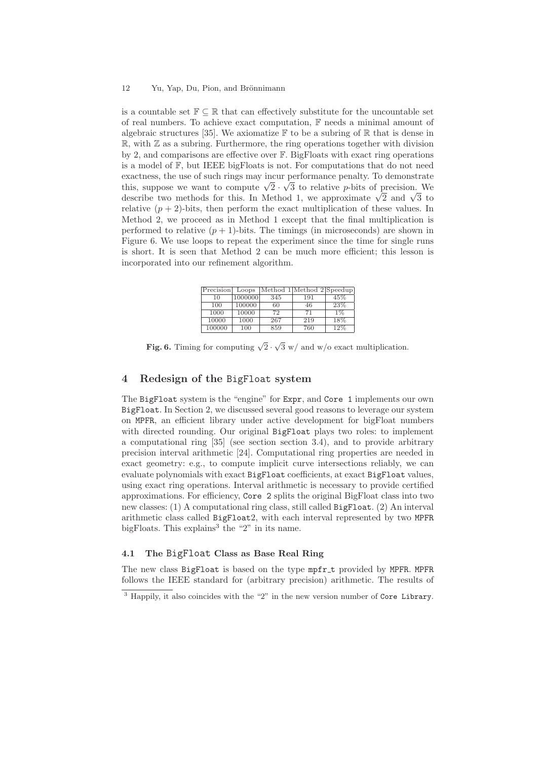is a countable set $\mathbb{F} \subseteq \mathbb{R}$ that can effectively substitute for the uncountable set of real numbers. To achieve exact computation, $\mathbb{F}$ needs a minimal amount of algebraic structures [35]. We axiomatize $\mathbb{F}$ to be a subring of $\mathbb{R}$ that is dense in $\mathbb{R}$, with $\mathbb{Z}$ as a subring. Furthermore, the ring operations together with division by 2, and comparisons are effective over $\mathbb{F}$. BigFloats with exact ring operations is a model of $\mathbb{F}$, but IEEE bigFloats is not. For computations that do not need exactness, the use of such rings may incur performance penalty. To demonstrate this, suppose we want to compute $\sqrt{2} \cdot \sqrt{3}$ to relative $p$-bits of precision. We describe two methods for this. In Method 1, we approximate $\sqrt{2}$ and $\sqrt{3}$ to relative $(p+2)$-bits, then perform the exact multiplication of these values. In Method 2, we proceed as in Method 1 except that the final multiplication is performed to relative $(p+1)$-bits. The timings (in microseconds) are shown in Figure 6. We use loops to repeat the experiment since the time for single runs is short. It is seen that Method 2 can be much more efficient; this lesson is incorporated into our refinement algorithm.

| Precision | Loops | Method 1 | Method 2 | Speedup |
|---|---|---|---|---|
| 10 | 1000000 | 345 | 191 | 45% |
| 100 | 100000 | 60 | 46 | 23% |
| 1000 | 10000 | 72 | 71 | 1% |
| 10000 | 1000 | 267 | 219 | 18% |
| 100000 | 100 | 859 | 760 | 12% |

**Fig. 6.** Timing for computing $\sqrt{2} \cdot \sqrt{3}$ w/ and w/o exact multiplication.

## 4 Redesign of the BigFloat system

The BigFloat system is the "engine" for Expr, and Core 1 implements our own BigFloat. In Section 2, we discussed several good reasons to leverage our system on MPFR, an efficient library under active development for bigFloat numbers with directed rounding. Our original BigFloat plays two roles: to implement a computational ring [35] (see section section 3.4), and to provide arbitrary precision interval arithmetic [24]. Computational ring properties are needed in exact geometry: e.g., to compute implicit curve intersections reliably, we can evaluate polynomials with exact BigFloat coefficients, at exact BigFloat values, using exact ring operations. Interval arithmetic is necessary to provide certified approximations. For efficiency, Core 2 splits the original BigFloat class into two new classes: (1) A computational ring class, still called BigFloat. (2) An interval arithmetic class called BigFloat2, with each interval represented by two MPFR bigFloats. This explains[3] the "2" in its name.

### 4.1 The BigFloat Class as Base Real Ring

The new class BigFloat is based on the type mpfr_t provided by MPFR. MPFR follows the IEEE standard for (arbitrary precision) arithmetic. The results of

[3] Happily, it also coincides with the "2" in the new version number of Core Library.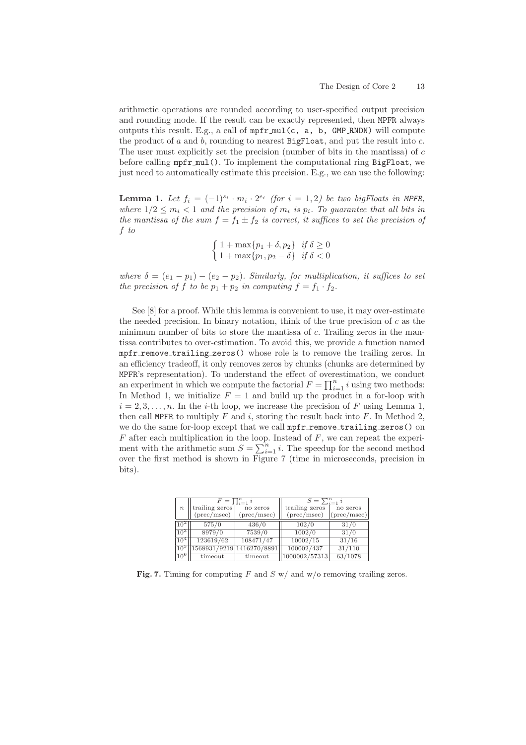arithmetic operations are rounded according to user-specified output precision and rounding mode. If the result can be exactly represented, then MPFR always outputs this result. E.g., a call of mpfr_mul(c, a, b, GMP_RNDN) will compute the product of $a$ and $b$, rounding to nearest BigFloat, and put the result into $c$. The user must explicitly set the precision (number of bits in the mantissa) of $c$ before calling mpfr_mul(). To implement the computational ring BigFloat, we just need to automatically estimate this precision. E.g., we can use the following:

**Lemma 1.** *Let $f_i = (-1)^{s_i} \cdot m_i \cdot 2^{e_i}$ (for $i = 1, 2$) be two bigFloats in MPFR, where $1/2 \leq m_i < 1$ and the precision of $m_i$ is $p_i$. To guarantee that all bits in the mantissa of the sum $f = f_1 \pm f_2$ is correct, it suffices to set the precision of $f$ to*

$$\begin{cases} 1 + \max\{p_1 + \delta, p_2\} & \text{if } \delta \geq 0 \\ 1 + \max\{p_1, p_2 - \delta\} & \text{if } \delta < 0 \end{cases}$$

*where $\delta = (e_1 - p_1) - (e_2 - p_2)$. Similarly, for multiplication, it suffices to set the precision of $f$ to be $p_1 + p_2$ in computing $f = f_1 \cdot f_2$.*

See [8] for a proof. While this lemma is convenient to use, it may over-estimate the needed precision. In binary notation, think of the true precision of $c$ as the minimum number of bits to store the mantissa of $c$. Trailing zeros in the mantissa contributes to over-estimation. To avoid this, we provide a function named mpfr_remove_trailing_zeros() whose role is to remove the trailing zeros. In an efficiency tradeoff, it only removes zeros by chunks (chunks are determined by MPFR's representation). To understand the effect of overestimation, we conduct an experiment in which we compute the factorial $F = \prod_{i=1}^{n} i$ using two methods: In Method 1, we initialize $F = 1$ and build up the product in a for-loop with $i = 2, 3, \ldots, n$. In the $i$-th loop, we increase the precision of $F$ using Lemma 1, then call MPFR to multiply $F$ and $i$, storing the result back into $F$. In Method 2, we do the same for-loop except that we call mpfr_remove_trailing_zeros() on $F$ after each multiplication in the loop. Instead of $F$, we can repeat the experiment with the arithmetic sum $S = \sum_{i=1}^{n} i$. The speedup for the second method over the first method is shown in Figure 7 (time in microseconds, precision in bits).

| $n$ | $F = \prod_{i=1}^{n} i$ | | $S = \sum_{i=1}^{n} i$ | |
|---|---|---|---|---|
| | trailing zeros (prec/msec) | no zeros (prec/msec) | trailing zeros (prec/msec) | no zeros (prec/msec) |
| $10^2$ | 575/0 | 436/0 | 102/0 | 31/0 |
| $10^3$ | 8979/0 | 7539/0 | 1002/0 | 31/0 |
| $10^4$ | 123619/62 | 108471/47 | 10002/15 | 31/16 |
| $10^5$ | 1568931/9219 | 1416270/8891 | 100002/437 | 31/110 |
| $10^6$ | timeout | timeout | 1000002/57313 | 63/1078 |

**Fig. 7.** Timing for computing $F$ and $S$ w/ and w/o removing trailing zeros.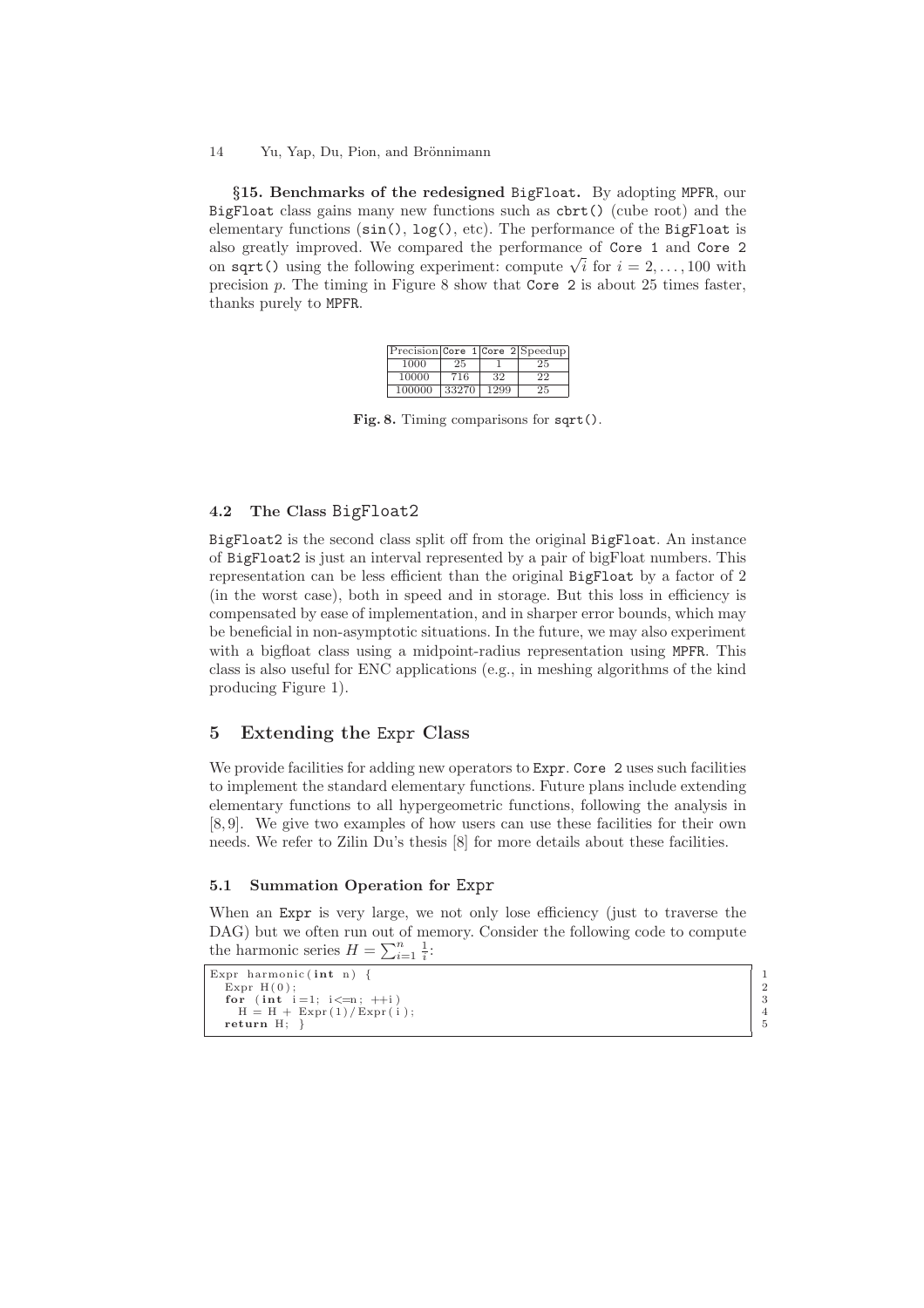**§15. Benchmarks of the redesigned `BigFloat`.** By adopting `MPFR`, our `BigFloat` class gains many new functions such as `cbrt()` (cube root) and the elementary functions (`sin()`, `log()`, etc). The performance of the `BigFloat` is also greatly improved. We compared the performance of `Core 1` and `Core 2` on `sqrt()` using the following experiment: compute $\sqrt{i}$ for $i = 2, \ldots, 100$ with precision $p$. The timing in Figure 8 show that `Core 2` is about 25 times faster, thanks purely to `MPFR`.

| Precision | `Core 1` | `Core 2` | Speedup |
|---|---|---|---|
| 1000 | 25 | 1 | 25 |
| 10000 | 716 | 32 | 22 |
| 100000 | 33270 | 1299 | 25 |

**Fig. 8.** Timing comparisons for `sqrt()`.

### 4.2 The Class `BigFloat2`

`BigFloat2` is the second class split off from the original `BigFloat`. An instance of `BigFloat2` is just an interval represented by a pair of bigFloat numbers. This representation can be less efficient than the original `BigFloat` by a factor of 2 (in the worst case), both in speed and in storage. But this loss in efficiency is compensated by ease of implementation, and in sharper error bounds, which may be beneficial in non-asymptotic situations. In the future, we may also experiment with a bigfloat class using a midpoint-radius representation using `MPFR`. This class is also useful for ENC applications (e.g., in meshing algorithms of the kind producing Figure 1).

## 5 Extending the `Expr` Class

We provide facilities for adding new operators to `Expr`. `Core 2` uses such facilities to implement the standard elementary functions. Future plans include extending elementary functions to all hypergeometric functions, following the analysis in [8, 9]. We give two examples of how users can use these facilities for their own needs. We refer to Zilin Du's thesis [8] for more details about these facilities.

### 5.1 Summation Operation for `Expr`

When an `Expr` is very large, we not only lose efficiency (just to traverse the DAG) but we often run out of memory. Consider the following code to compute the harmonic series $H = \sum_{i=1}^{n} \frac{1}{i}$:

```
Expr harmonic(int n) {                                   1
  Expr H(0);                                             2
  for (int i=1; i<=n; ++i)                               3
    H = H + Expr(1)/Expr(i);                             4
  return H; }                                            5
```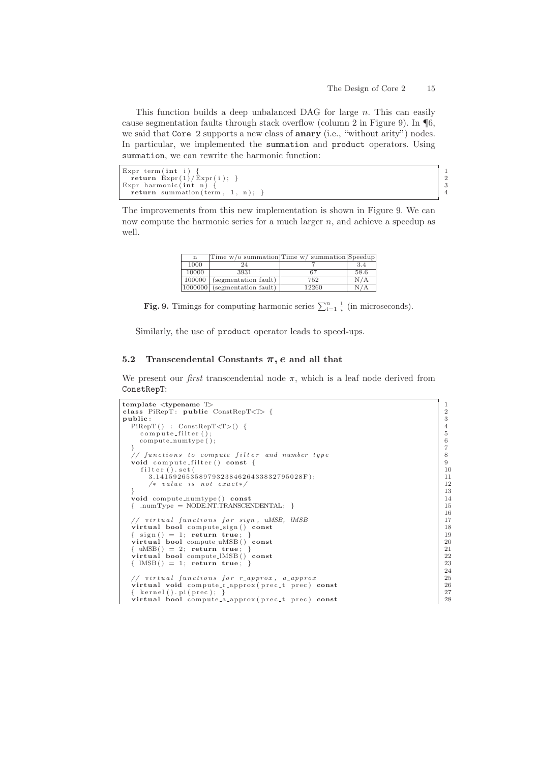This function builds a deep unbalanced DAG for large $n$. This can easily cause segmentation faults through stack overflow (column 2 in Figure 9). In ¶6, we said that Core 2 supports a new class of **anary** (i.e., "without arity") nodes. In particular, we implemented the summation and product operators. Using summation, we can rewrite the harmonic function:

```
Expr term(int i) {
  return Expr(1)/Expr(i); }
Expr harmonic(int n) {
  return summation(term, 1, n); }
```

The improvements from this new implementation is shown in Figure 9. We can now compute the harmonic series for a much larger $n$, and achieve a speedup as well.

| n | Time w/o summation | Time w/ summation | Speedup |
|---|---|---|---|
| 1000 | 24 | 7 | 3.4 |
| 10000 | 3931 | 67 | 58.6 |
| 100000 | (segmentation fault) | 752 | N/A |
| 1000000 | (segmentation fault) | 12260 | N/A |

**Fig. 9.** Timings for computing harmonic series $\sum_{i=1}^{n} \frac{1}{i}$ (in microseconds).

Similarly, the use of product operator leads to speed-ups.

### 5.2 Transcendental Constants $\pi, e$ and all that

We present our *first* transcendental node $\pi$, which is a leaf node derived from ConstRepT:

```
template <typename T>
class PiRepT: public ConstRepT<T> {
public:
  PiRepT() : ConstRepT<T>() {
    compute_filter();
    compute_numtype();
  }
  // functions to compute filter and number type
  void compute_filter() const {
    filter().set(
      3.1415926535897932384626433832795028F);
      /* value is not exact*/
  }
  void compute_numtype() const
  { _numType = NODE_NT_TRANSCENDENTAL; }

  // virtual functions for sign, uMSB, lMSB
  virtual bool compute_sign() const
  { sign() = 1; return true; }
  virtual bool compute_uMSB() const
  { uMSB() = 2; return true; }
  virtual bool compute_lMSB() const
  { lMSB() = 1; return true; }

  // virtual functions for r_approx, a_approx
  virtual void compute_r_approx(prec_t prec) const
  { kernel().pi(prec); }
  virtual bool compute_a_approx(prec_t prec) const
```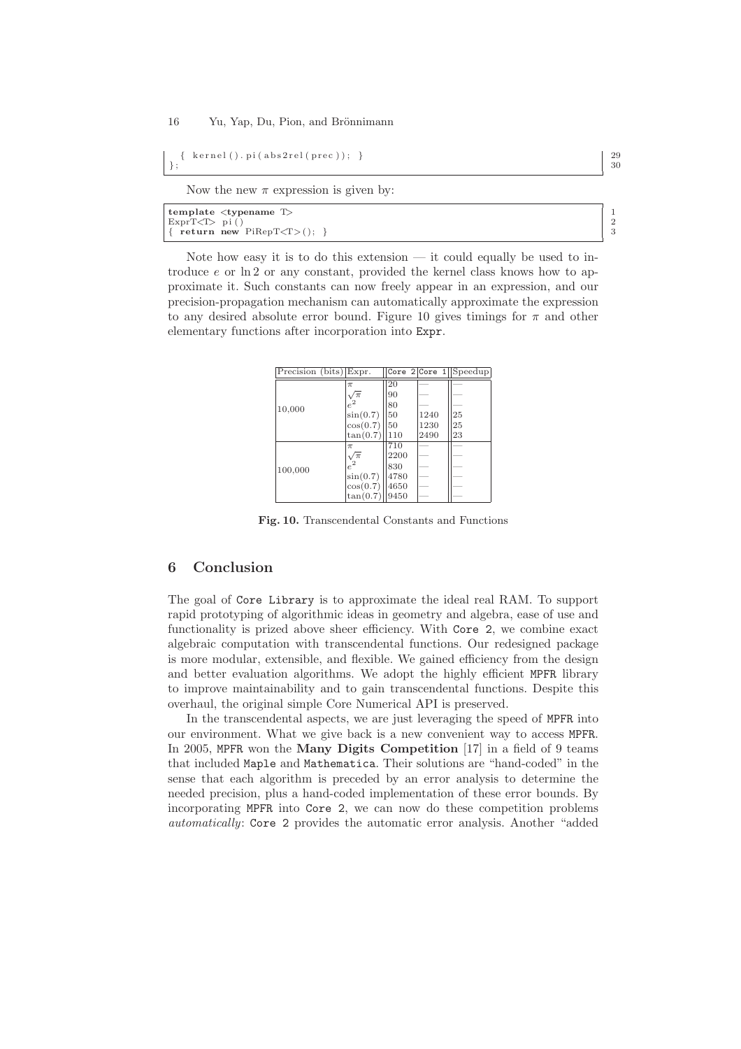```
  { kernel().pi(abs2rel(prec)); }
};
```

Now the new $\pi$ expression is given by:

```
template <typename T>
ExprT<T> pi()
{ return new PiRepT<T>(); }
```

Note how easy it is to do this extension — it could equally be used to introduce $e$ or $\ln 2$ or any constant, provided the kernel class knows how to approximate it. Such constants can now freely appear in an expression, and our precision-propagation mechanism can automatically approximate the expression to any desired absolute error bound. Figure 10 gives timings for $\pi$ and other elementary functions after incorporation into `Expr`.

| Precision (bits) | Expr. | `Core 2` | `Core 1` | Speedup |
|---|---|---|---|---|
| 10,000 | $\pi$ | 20 | — | — |
| | $\sqrt{\pi}$ | 90 | — | — |
| | $e^2$ | 80 | — | — |
| | $\sin(0.7)$ | 50 | 1240 | 25 |
| | $\cos(0.7)$ | 50 | 1230 | 25 |
| | $\tan(0.7)$ | 110 | 2490 | 23 |
| 100,000 | $\pi$ | 710 | — | — |
| | $\sqrt{\pi}$ | 2200 | — | — |
| | $e^2$ | 830 | — | — |
| | $\sin(0.7)$ | 4780 | — | — |
| | $\cos(0.7)$ | 4650 | — | — |
| | $\tan(0.7)$ | 9450 | — | — |

**Fig. 10.** Transcendental Constants and Functions

## 6 Conclusion

The goal of `Core Library` is to approximate the ideal real RAM. To support rapid prototyping of algorithmic ideas in geometry and algebra, ease of use and functionality is prized above sheer efficiency. With `Core 2`, we combine exact algebraic computation with transcendental functions. Our redesigned package is more modular, extensible, and flexible. We gained efficiency from the design and better evaluation algorithms. We adopt the highly efficient `MPFR` library to improve maintainability and to gain transcendental functions. Despite this overhaul, the original simple Core Numerical API is preserved.

In the transcendental aspects, we are just leveraging the speed of `MPFR` into our environment. What we give back is a new convenient way to access `MPFR`. In 2005, `MPFR` won the **Many Digits Competition** [17] in a field of 9 teams that included `Maple` and `Mathematica`. Their solutions are "hand-coded" in the sense that each algorithm is preceded by an error analysis to determine the needed precision, plus a hand-coded implementation of these error bounds. By incorporating `MPFR` into `Core 2`, we can now do these competition problems *automatically*: `Core 2` provides the automatic error analysis. Another "added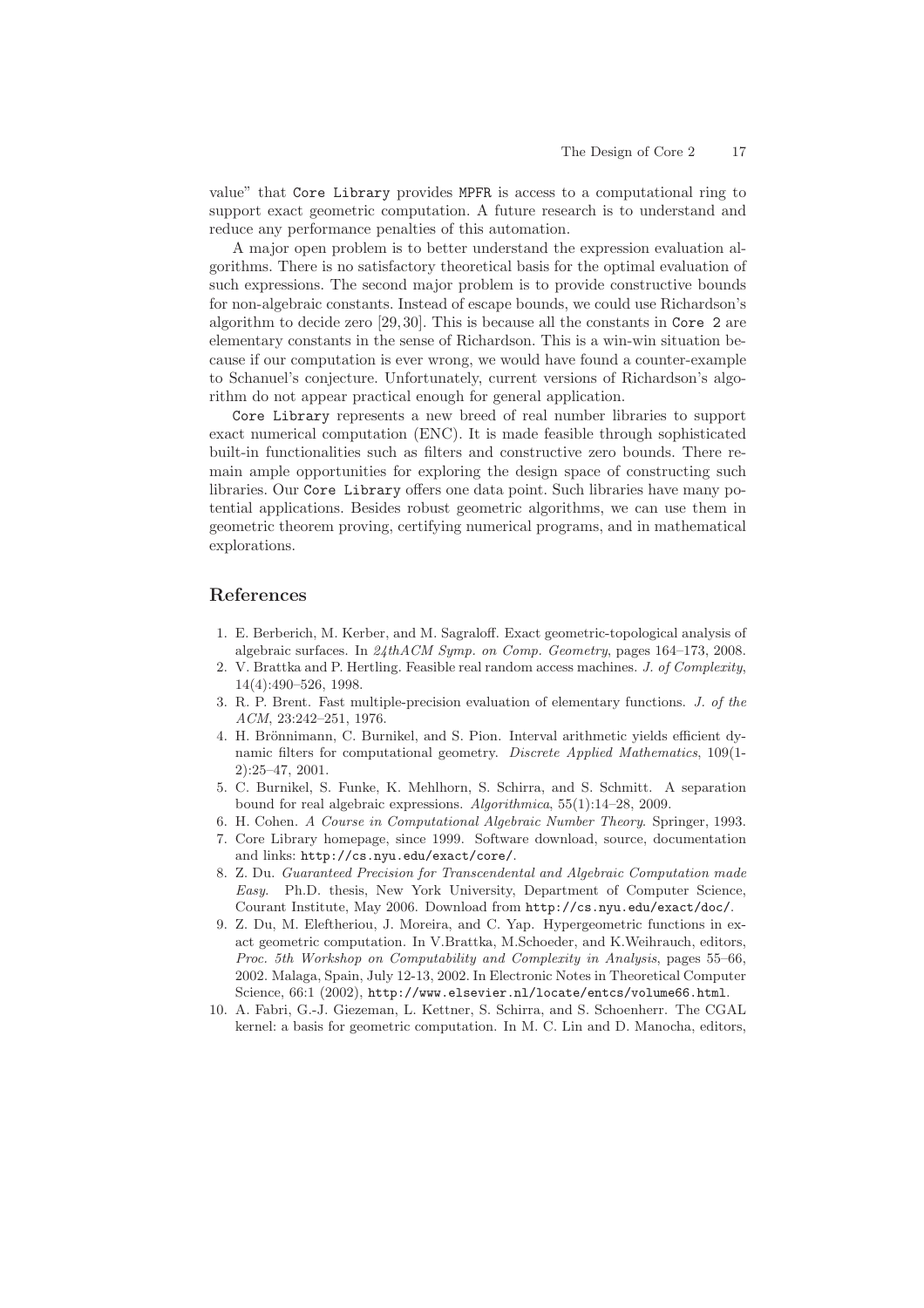value" that `Core Library` provides `MPFR` is access to a computational ring to support exact geometric computation. A future research is to understand and reduce any performance penalties of this automation.

A major open problem is to better understand the expression evaluation algorithms. There is no satisfactory theoretical basis for the optimal evaluation of such expressions. The second major problem is to provide constructive bounds for non-algebraic constants. Instead of escape bounds, we could use Richardson's algorithm to decide zero [29, 30]. This is because all the constants in `Core 2` are elementary constants in the sense of Richardson. This is a win-win situation because if our computation is ever wrong, we would have found a counter-example to Schanuel's conjecture. Unfortunately, current versions of Richardson's algorithm do not appear practical enough for general application.

`Core Library` represents a new breed of real number libraries to support exact numerical computation (ENC). It is made feasible through sophisticated built-in functionalities such as filters and constructive zero bounds. There remain ample opportunities for exploring the design space of constructing such libraries. Our `Core Library` offers one data point. Such libraries have many potential applications. Besides robust geometric algorithms, we can use them in geometric theorem proving, certifying numerical programs, and in mathematical explorations.

## References

1. E. Berberich, M. Kerber, and M. Sagraloff. Exact geometric-topological analysis of algebraic surfaces. In *24thACM Symp. on Comp. Geometry*, pages 164–173, 2008.
2. V. Brattka and P. Hertling. Feasible real random access machines. *J. of Complexity*, 14(4):490–526, 1998.
3. R. P. Brent. Fast multiple-precision evaluation of elementary functions. *J. of the ACM*, 23:242–251, 1976.
4. H. Brönnimann, C. Burnikel, and S. Pion. Interval arithmetic yields efficient dynamic filters for computational geometry. *Discrete Applied Mathematics*, 109(1-2):25–47, 2001.
5. C. Burnikel, S. Funke, K. Mehlhorn, S. Schirra, and S. Schmitt. A separation bound for real algebraic expressions. *Algorithmica*, 55(1):14–28, 2009.
6. H. Cohen. *A Course in Computational Algebraic Number Theory*. Springer, 1993.
7. Core Library homepage, since 1999. Software download, source, documentation and links: `http://cs.nyu.edu/exact/core/`.
8. Z. Du. *Guaranteed Precision for Transcendental and Algebraic Computation made Easy*. Ph.D. thesis, New York University, Department of Computer Science, Courant Institute, May 2006. Download from `http://cs.nyu.edu/exact/doc/`.
9. Z. Du, M. Eleftheriou, J. Moreira, and C. Yap. Hypergeometric functions in exact geometric computation. In V.Brattka, M.Schoeder, and K.Weihrauch, editors, *Proc. 5th Workshop on Computability and Complexity in Analysis*, pages 55–66, 2002. Malaga, Spain, July 12-13, 2002. In Electronic Notes in Theoretical Computer Science, 66:1 (2002), `http://www.elsevier.nl/locate/entcs/volume66.html`.
10. A. Fabri, G.-J. Giezeman, L. Kettner, S. Schirra, and S. Schoenherr. The CGAL kernel: a basis for geometric computation. In M. C. Lin and D. Manocha, editors,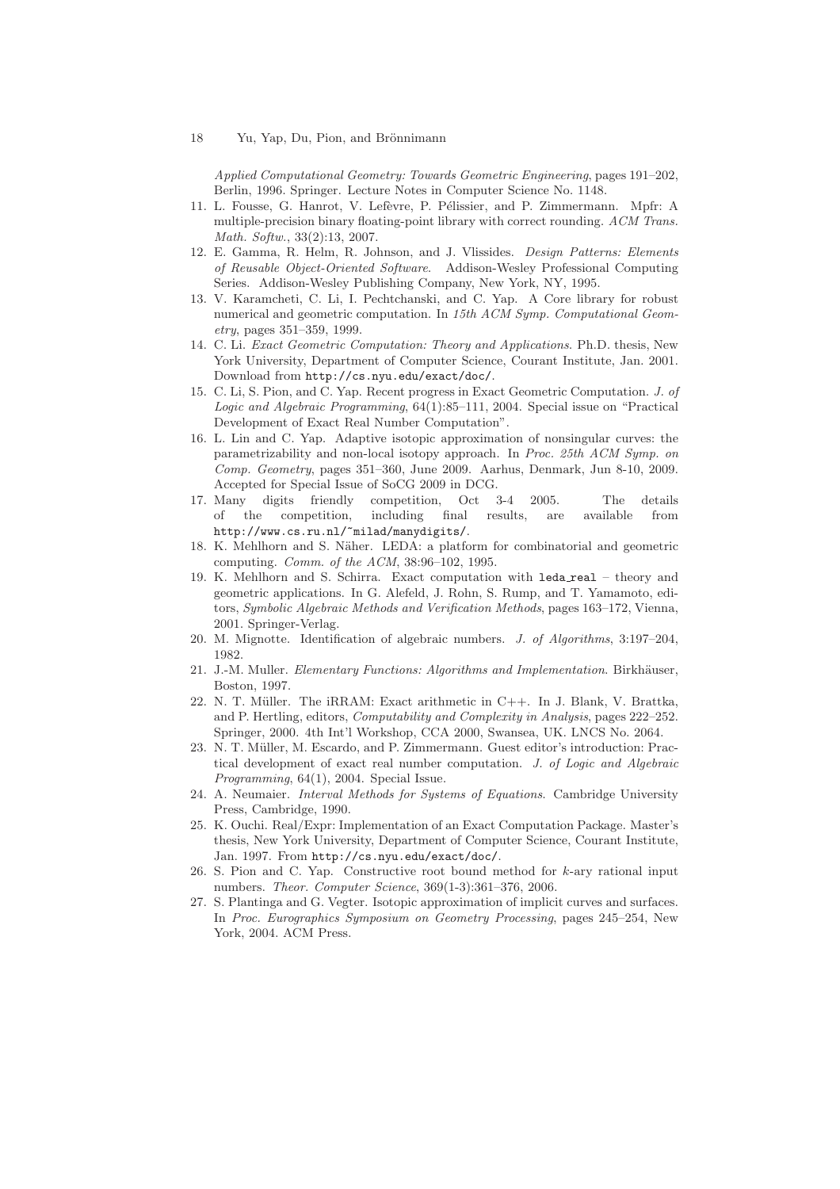*Applied Computational Geometry: Towards Geometric Engineering*, pages 191–202, Berlin, 1996. Springer. Lecture Notes in Computer Science No. 1148.

11. L. Fousse, G. Hanrot, V. Lefèvre, P. Pélissier, and P. Zimmermann. Mpfr: A multiple-precision binary floating-point library with correct rounding. *ACM Trans. Math. Softw.*, 33(2):13, 2007.
12. E. Gamma, R. Helm, R. Johnson, and J. Vlissides. *Design Patterns: Elements of Reusable Object-Oriented Software*. Addison-Wesley Professional Computing Series. Addison-Wesley Publishing Company, New York, NY, 1995.
13. V. Karamcheti, C. Li, I. Pechtchanski, and C. Yap. A Core library for robust numerical and geometric computation. In *15th ACM Symp. Computational Geometry*, pages 351–359, 1999.
14. C. Li. *Exact Geometric Computation: Theory and Applications*. Ph.D. thesis, New York University, Department of Computer Science, Courant Institute, Jan. 2001. Download from `http://cs.nyu.edu/exact/doc/`.
15. C. Li, S. Pion, and C. Yap. Recent progress in Exact Geometric Computation. *J. of Logic and Algebraic Programming*, 64(1):85–111, 2004. Special issue on "Practical Development of Exact Real Number Computation".
16. L. Lin and C. Yap. Adaptive isotopic approximation of nonsingular curves: the parametrizability and non-local isotopy approach. In *Proc. 25th ACM Symp. on Comp. Geometry*, pages 351–360, June 2009. Aarhus, Denmark, Jun 8-10, 2009. Accepted for Special Issue of SoCG 2009 in DCG.
17. Many digits friendly competition, Oct 3-4 2005. The details of the competition, including final results, are available from `http://www.cs.ru.nl/~milad/manydigits/`.
18. K. Mehlhorn and S. Näher. LEDA: a platform for combinatorial and geometric computing. *Comm. of the ACM*, 38:96–102, 1995.
19. K. Mehlhorn and S. Schirra. Exact computation with `leda_real` – theory and geometric applications. In G. Alefeld, J. Rohn, S. Rump, and T. Yamamoto, editors, *Symbolic Algebraic Methods and Verification Methods*, pages 163–172, Vienna, 2001. Springer-Verlag.
20. M. Mignotte. Identification of algebraic numbers. *J. of Algorithms*, 3:197–204, 1982.
21. J.-M. Muller. *Elementary Functions: Algorithms and Implementation*. Birkhäuser, Boston, 1997.
22. N. T. Müller. The iRRAM: Exact arithmetic in C++. In J. Blank, V. Brattka, and P. Hertling, editors, *Computability and Complexity in Analysis*, pages 222–252. Springer, 2000. 4th Int'l Workshop, CCA 2000, Swansea, UK. LNCS No. 2064.
23. N. T. Müller, M. Escardo, and P. Zimmermann. Guest editor's introduction: Practical development of exact real number computation. *J. of Logic and Algebraic Programming*, 64(1), 2004. Special Issue.
24. A. Neumaier. *Interval Methods for Systems of Equations*. Cambridge University Press, Cambridge, 1990.
25. K. Ouchi. Real/Expr: Implementation of an Exact Computation Package. Master's thesis, New York University, Department of Computer Science, Courant Institute, Jan. 1997. From `http://cs.nyu.edu/exact/doc/`.
26. S. Pion and C. Yap. Constructive root bound method for $k$-ary rational input numbers. *Theor. Computer Science*, 369(1-3):361–376, 2006.
27. S. Plantinga and G. Vegter. Isotopic approximation of implicit curves and surfaces. In *Proc. Eurographics Symposium on Geometry Processing*, pages 245–254, New York, 2004. ACM Press.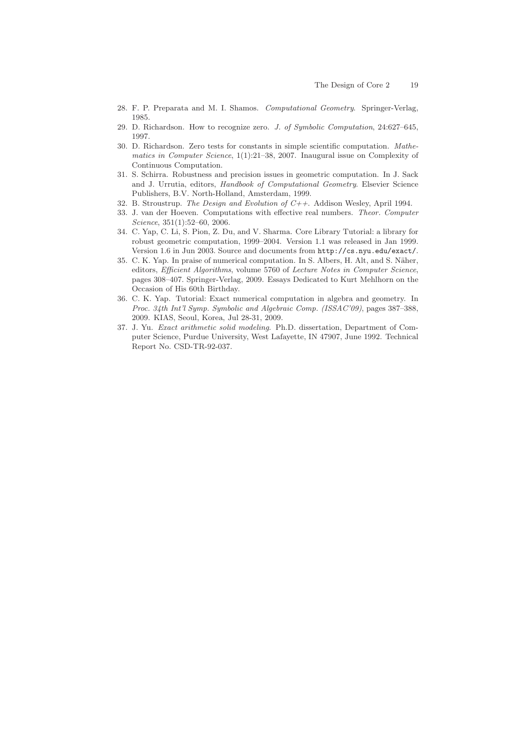28. F. P. Preparata and M. I. Shamos. *Computational Geometry*. Springer-Verlag, 1985.
29. D. Richardson. How to recognize zero. *J. of Symbolic Computation*, 24:627–645, 1997.
30. D. Richardson. Zero tests for constants in simple scientific computation. *Mathematics in Computer Science*, 1(1):21–38, 2007. Inaugural issue on Complexity of Continuous Computation.
31. S. Schirra. Robustness and precision issues in geometric computation. In J. Sack and J. Urrutia, editors, *Handbook of Computational Geometry*. Elsevier Science Publishers, B.V. North-Holland, Amsterdam, 1999.
32. B. Stroustrup. *The Design and Evolution of C++*. Addison Wesley, April 1994.
33. J. van der Hoeven. Computations with effective real numbers. *Theor. Computer Science*, 351(1):52–60, 2006.
34. C. Yap, C. Li, S. Pion, Z. Du, and V. Sharma. Core Library Tutorial: a library for robust geometric computation, 1999–2004. Version 1.1 was released in Jan 1999. Version 1.6 in Jun 2003. Source and documents from `http://cs.nyu.edu/exact/`.
35. C. K. Yap. In praise of numerical computation. In S. Albers, H. Alt, and S. Näher, editors, *Efficient Algorithms*, volume 5760 of *Lecture Notes in Computer Science*, pages 308–407. Springer-Verlag, 2009. Essays Dedicated to Kurt Mehlhorn on the Occasion of His 60th Birthday.
36. C. K. Yap. Tutorial: Exact numerical computation in algebra and geometry. In *Proc. 34th Int'l Symp. Symbolic and Algebraic Comp. (ISSAC'09)*, pages 387–388, 2009. KIAS, Seoul, Korea, Jul 28-31, 2009.
37. J. Yu. *Exact arithmetic solid modeling*. Ph.D. dissertation, Department of Computer Science, Purdue University, West Lafayette, IN 47907, June 1992. Technical Report No. CSD-TR-92-037.